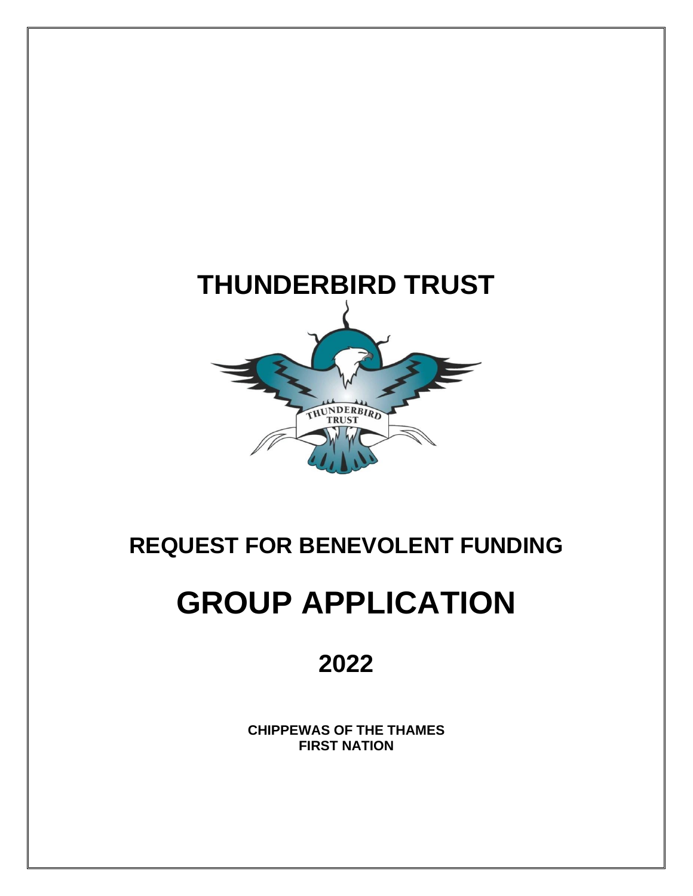# THUNDERBIRD TRUST

## REQUEST FOR BENEVOLENT FUNDING

# GROUP APPLICATION

## 2022

**CHIPPEWAS OF THE THAMES**
**FIRST NATION**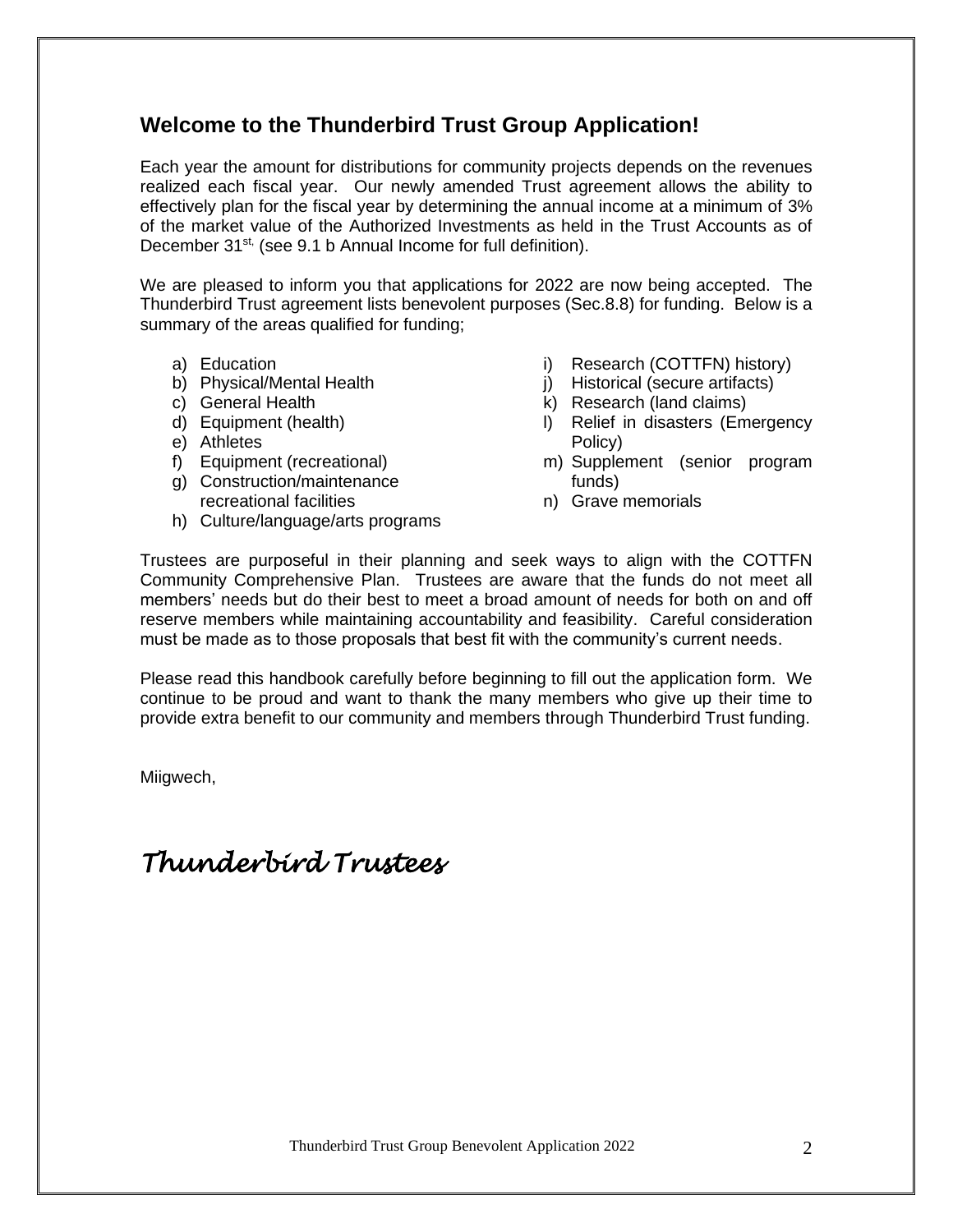## Welcome to the Thunderbird Trust Group Application!

Each year the amount for distributions for community projects depends on the revenues realized each fiscal year. Our newly amended Trust agreement allows the ability to effectively plan for the fiscal year by determining the annual income at a minimum of 3% of the market value of the Authorized Investments as held in the Trust Accounts as of December 31st, (see 9.1 b Annual Income for full definition).

We are pleased to inform you that applications for 2022 are now being accepted. The Thunderbird Trust agreement lists benevolent purposes (Sec.8.8) for funding. Below is a summary of the areas qualified for funding;

a) Education
b) Physical/Mental Health
c) General Health
d) Equipment (health)
e) Athletes
f) Equipment (recreational)
g) Construction/maintenance recreational facilities
h) Culture/language/arts programs
i) Research (COTTFN) history)
j) Historical (secure artifacts)
k) Research (land claims)
l) Relief in disasters (Emergency Policy)
m) Supplement (senior program funds)
n) Grave memorials

Trustees are purposeful in their planning and seek ways to align with the COTTFN Community Comprehensive Plan. Trustees are aware that the funds do not meet all members' needs but do their best to meet a broad amount of needs for both on and off reserve members while maintaining accountability and feasibility. Careful consideration must be made as to those proposals that best fit with the community's current needs.

Please read this handbook carefully before beginning to fill out the application form. We continue to be proud and want to thank the many members who give up their time to provide extra benefit to our community and members through Thunderbird Trust funding.

Miigwech,

*Thunderbird Trustees*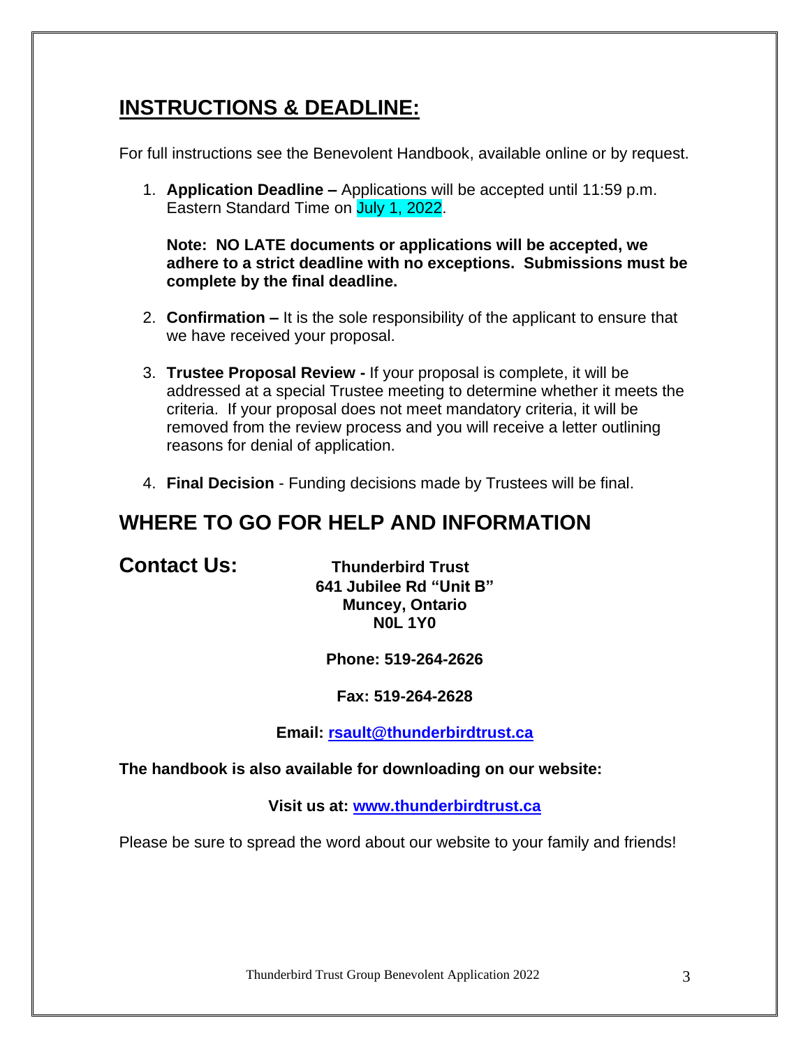## INSTRUCTIONS & DEADLINE:

For full instructions see the Benevolent Handbook, available online or by request.

1. **Application Deadline –** Applications will be accepted until 11:59 p.m. Eastern Standard Time on July 1, 2022.

   **Note: NO LATE documents or applications will be accepted, we adhere to a strict deadline with no exceptions. Submissions must be complete by the final deadline.**

2. **Confirmation –** It is the sole responsibility of the applicant to ensure that we have received your proposal.

3. **Trustee Proposal Review -** If your proposal is complete, it will be addressed at a special Trustee meeting to determine whether it meets the criteria. If your proposal does not meet mandatory criteria, it will be removed from the review process and you will receive a letter outlining reasons for denial of application.

4. **Final Decision** - Funding decisions made by Trustees will be final.

## WHERE TO GO FOR HELP AND INFORMATION

### Contact Us:

**Thunderbird Trust**
**641 Jubilee Rd "Unit B"**
**Muncey, Ontario**
**N0L 1Y0**

**Phone: 519-264-2626**

**Fax: 519-264-2628**

**Email: rsault@thunderbirdtrust.ca**

**The handbook is also available for downloading on our website:**

**Visit us at: www.thunderbirdtrust.ca**

Please be sure to spread the word about our website to your family and friends!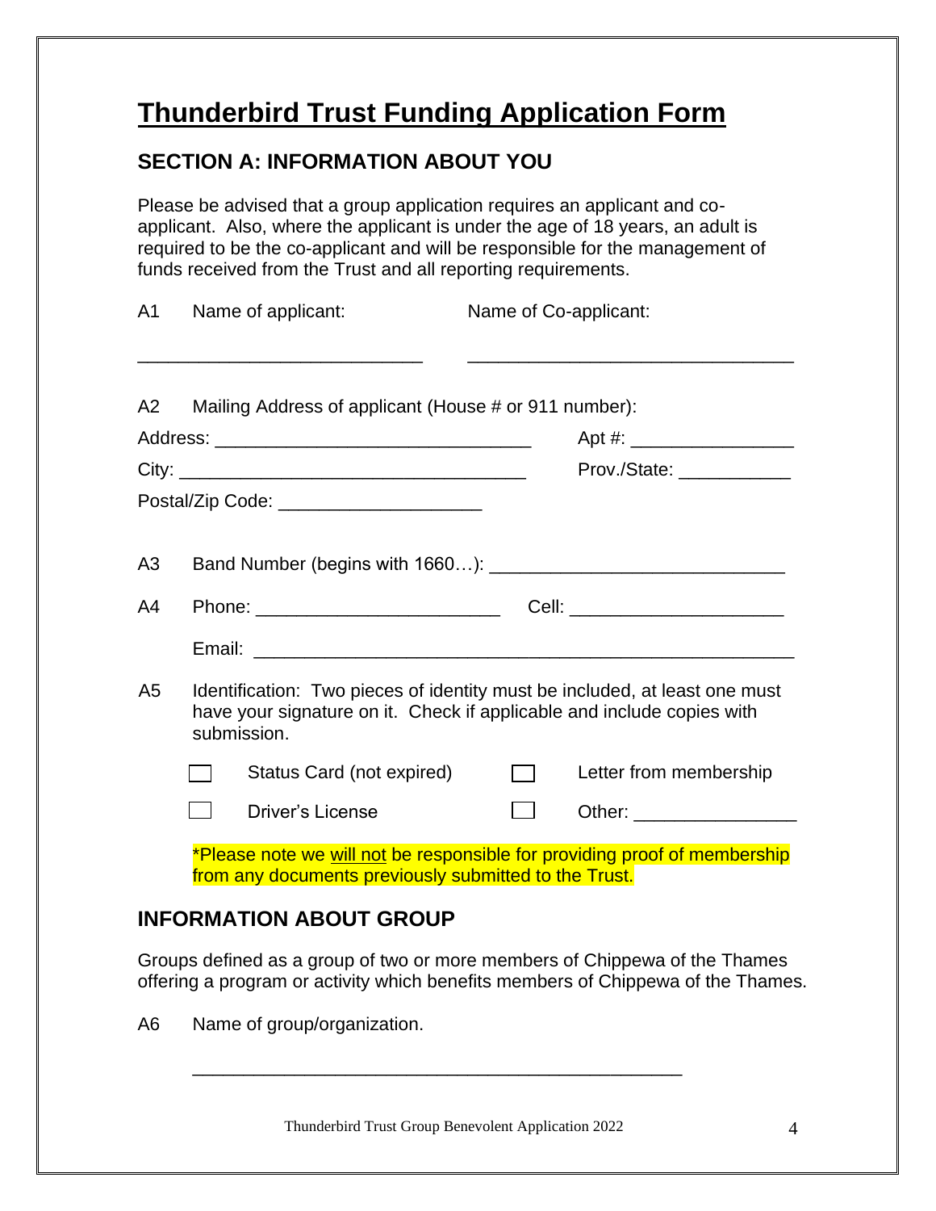# Thunderbird Trust Funding Application Form

## SECTION A: INFORMATION ABOUT YOU

Please be advised that a group application requires an applicant and co-applicant. Also, where the applicant is under the age of 18 years, an adult is required to be the co-applicant and will be responsible for the management of funds received from the Trust and all reporting requirements.

A1 Name of applicant: Name of Co-applicant:

___________________________ ______________________________

A2 Mailing Address of applicant (House # or 911 number):

Address: ______________________________ Apt #: _______________

City: _________________________________ Prov./State: __________

Postal/Zip Code: ___________________

A3 Band Number (begins with 1660…): ____________________________

A4 Phone: _______________________ Cell: ____________________

Email: ______________________________________________________

A5 Identification: Two pieces of identity must be included, at least one must have your signature on it. Check if applicable and include copies with submission.

- ☐ Status Card (not expired)
- ☐ Letter from membership
- ☐ Driver's License
- ☐ Other: _______________

*Please note we <u>will not</u> be responsible for providing proof of membership from any documents previously submitted to the Trust.

## INFORMATION ABOUT GROUP

Groups defined as a group of two or more members of Chippewa of the Thames offering a program or activity which benefits members of Chippewa of the Thames.

A6 Name of group/organization.

_______________________________________________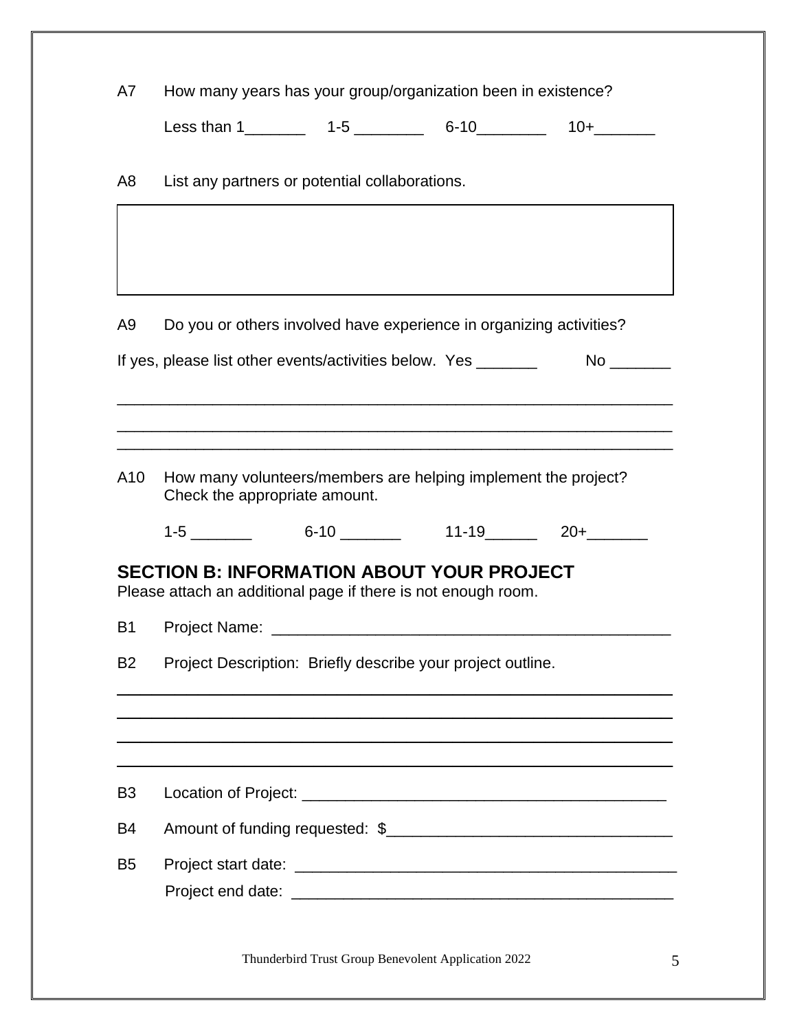A7 How many years has your group/organization been in existence?

Less than 1_______ 1-5 ________ 6-10________ 10+_______

A8 List any partners or potential collaborations.

| |
|---|
| |

A9 Do you or others involved have experience in organizing activities?

If yes, please list other events/activities below. Yes _______ No _______

_________________________________________________________________

_________________________________________________________________

_________________________________________________________________

A10 How many volunteers/members are helping implement the project? Check the appropriate amount.

1-5 _______ 6-10 _______ 11-19______ 20+_______

## SECTION B: INFORMATION ABOUT YOUR PROJECT

Please attach an additional page if there is not enough room.

B1 Project Name: _______________________________________________

B2 Project Description: Briefly describe your project outline.

_________________________________________________________________

_________________________________________________________________

_________________________________________________________________

_________________________________________________________________

B3 Location of Project: ___________________________________________

B4 Amount of funding requested: $________________________________

B5 Project start date: ____________________________________________

Project end date: ____________________________________________

Thunderbird Trust Group Benevolent Application 2022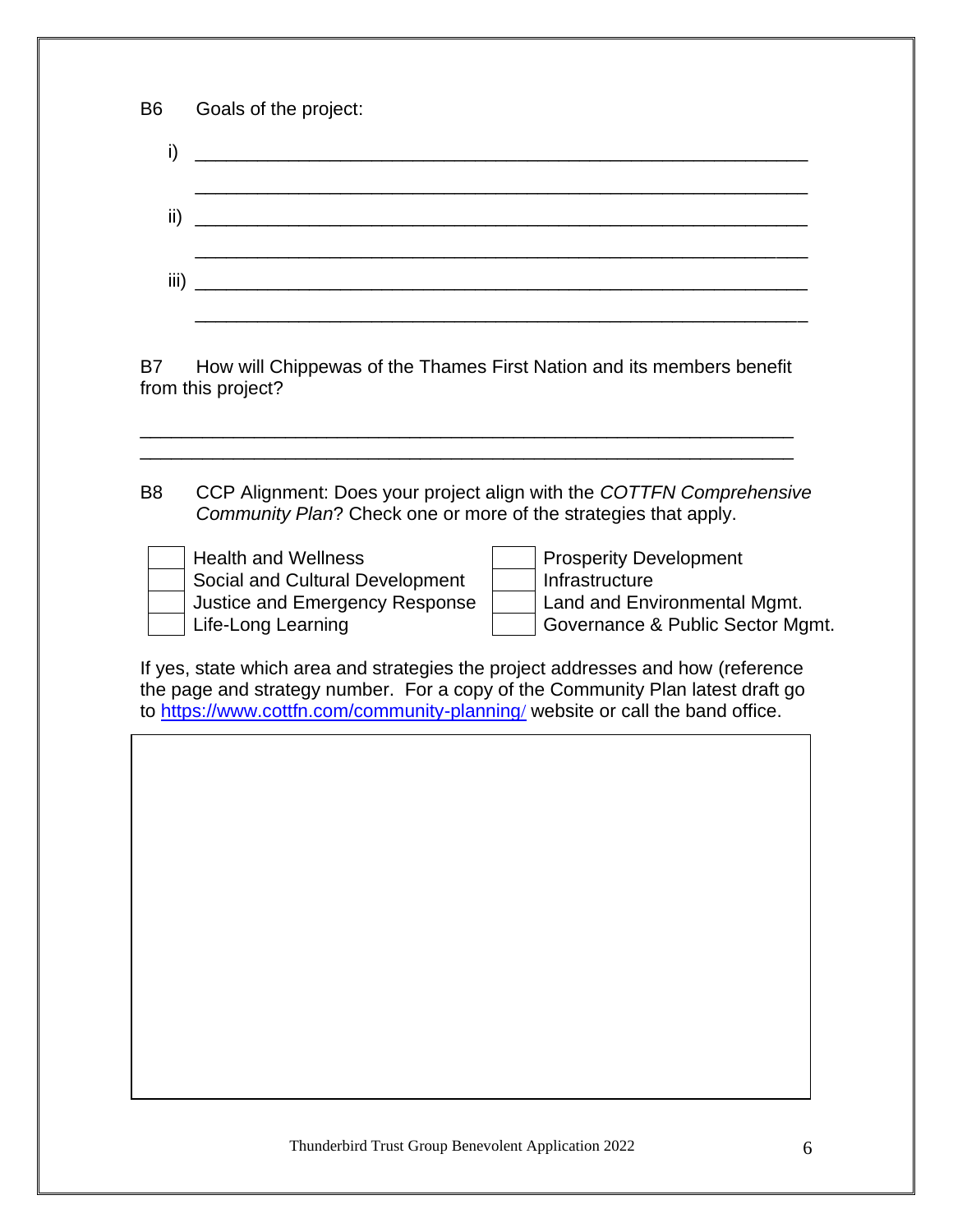B6 Goals of the project:

i) ____________________________________________________________

____________________________________________________________

ii) ____________________________________________________________

____________________________________________________________

iii) ____________________________________________________________

____________________________________________________________

B7 How will Chippewas of the Thames First Nation and its members benefit from this project?

____________________________________________________________

____________________________________________________________

B8 CCP Alignment: Does your project align with the *COTTFN Comprehensive Community Plan*? Check one or more of the strategies that apply.

| | | | |
|---|---|---|---|
| ☐ | Health and Wellness | ☐ | Prosperity Development |
| ☐ | Social and Cultural Development | ☐ | Infrastructure |
| ☐ | Justice and Emergency Response | ☐ | Land and Environmental Mgmt. |
| ☐ | Life-Long Learning | ☐ | Governance & Public Sector Mgmt. |

If yes, state which area and strategies the project addresses and how (reference the page and strategy number. For a copy of the Community Plan latest draft go to https://www.cottfn.com/community-planning/ website or call the band office.

| |
|---|
| |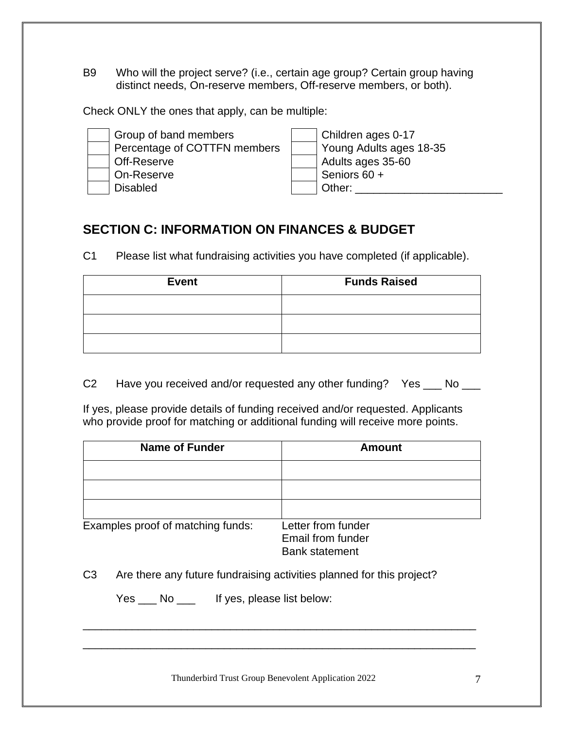B9 Who will the project serve? (i.e., certain age group? Certain group having distinct needs, On-reserve members, Off-reserve members, or both).

Check ONLY the ones that apply, can be multiple:

| | | | |
|---|---|---|---|
| | Group of band members | | Children ages 0-17 |
| | Percentage of COTTFN members | | Young Adults ages 18-35 |
| | Off-Reserve | | Adults ages 35-60 |
| | On-Reserve | | Seniors 60 + |
| | Disabled | | Other: ________________________ |

## SECTION C: INFORMATION ON FINANCES & BUDGET

C1 Please list what fundraising activities you have completed (if applicable).

| Event | Funds Raised |
|---|---|
| | |
| | |
| | |

C2 Have you received and/or requested any other funding? Yes ___ No ___

If yes, please provide details of funding received and/or requested. Applicants who provide proof for matching or additional funding will receive more points.

| Name of Funder | Amount |
|---|---|
| | |
| | |
| | |

Examples proof of matching funds:
- Letter from funder
- Email from funder
- Bank statement

C3 Are there any future fundraising activities planned for this project?

Yes ___ No ___ If yes, please list below:

_______________________________________________________________

_______________________________________________________________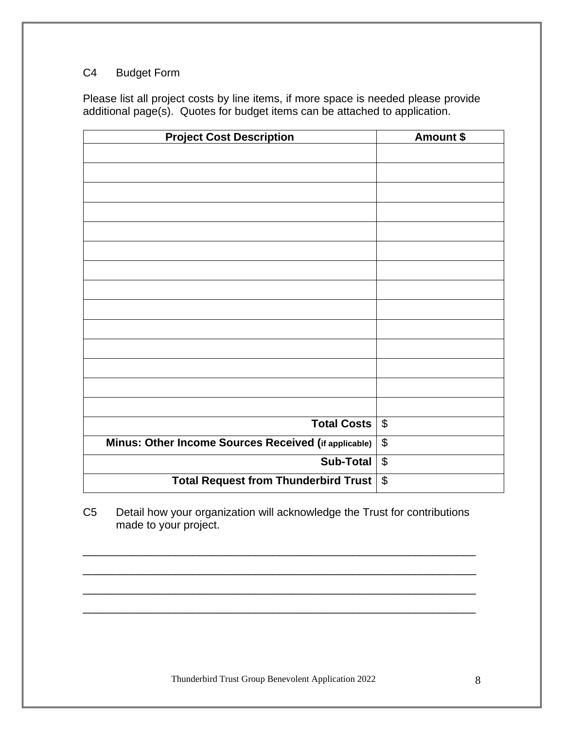C4 Budget Form

Please list all project costs by line items, if more space is needed please provide additional page(s). Quotes for budget items can be attached to application.

| **Project Cost Description** | **Amount $** |
|---|---|
| | |
| | |
| | |
| | |
| | |
| | |
| | |
| | |
| | |
| | |
| | |
| | |
| | |
| | |
| **Total Costs** | $ |
| **Minus: Other Income Sources Received (if applicable)** | $ |
| **Sub-Total** | $ |
| **Total Request from Thunderbird Trust** | $ |

C5 Detail how your organization will acknowledge the Trust for contributions made to your project.

_______________________________________________________________

_______________________________________________________________

_______________________________________________________________

_______________________________________________________________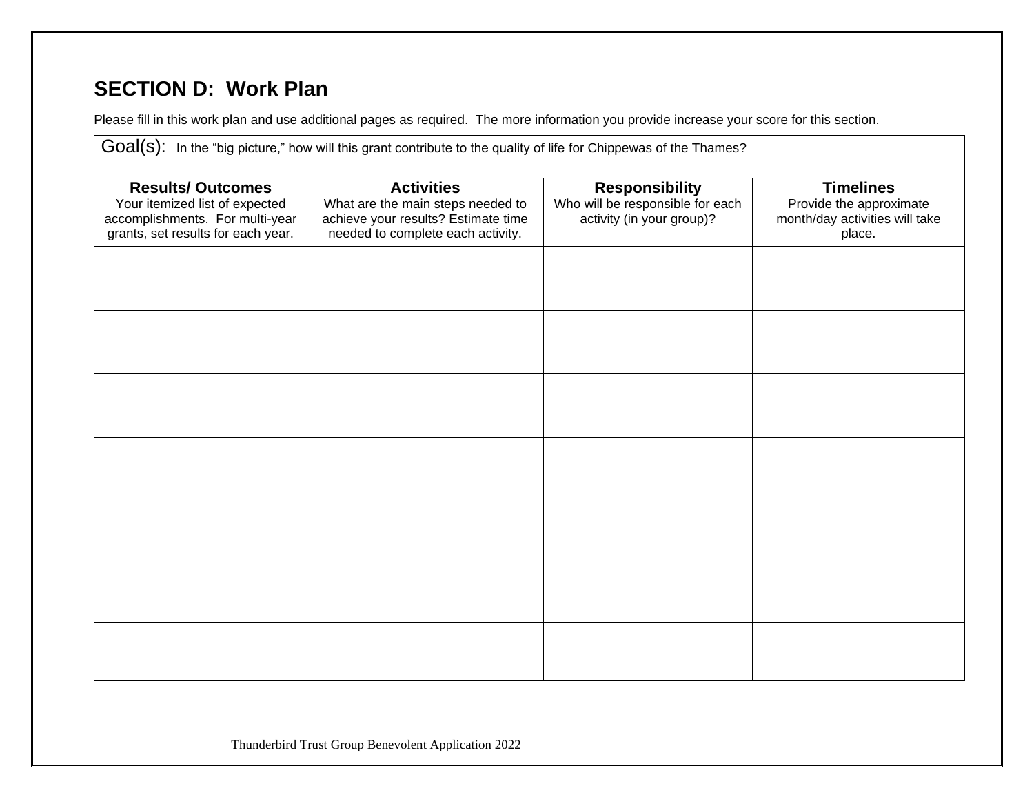## SECTION D: Work Plan

Please fill in this work plan and use additional pages as required. The more information you provide increase your score for this section.

Goal(s): In the "big picture," how will this grant contribute to the quality of life for Chippewas of the Thames?

| **Results/ Outcomes**<br>Your itemized list of expected accomplishments. For multi-year grants, set results for each year. | **Activities**<br>What are the main steps needed to achieve your results? Estimate time needed to complete each activity. | **Responsibility**<br>Who will be responsible for each activity (in your group)? | **Timelines**<br>Provide the approximate month/day activities will take place. |
|---|---|---|---|
| | | | |
| | | | |
| | | | |
| | | | |
| | | | |
| | | | |
| | | | |

Thunderbird Trust Group Benevolent Application 2022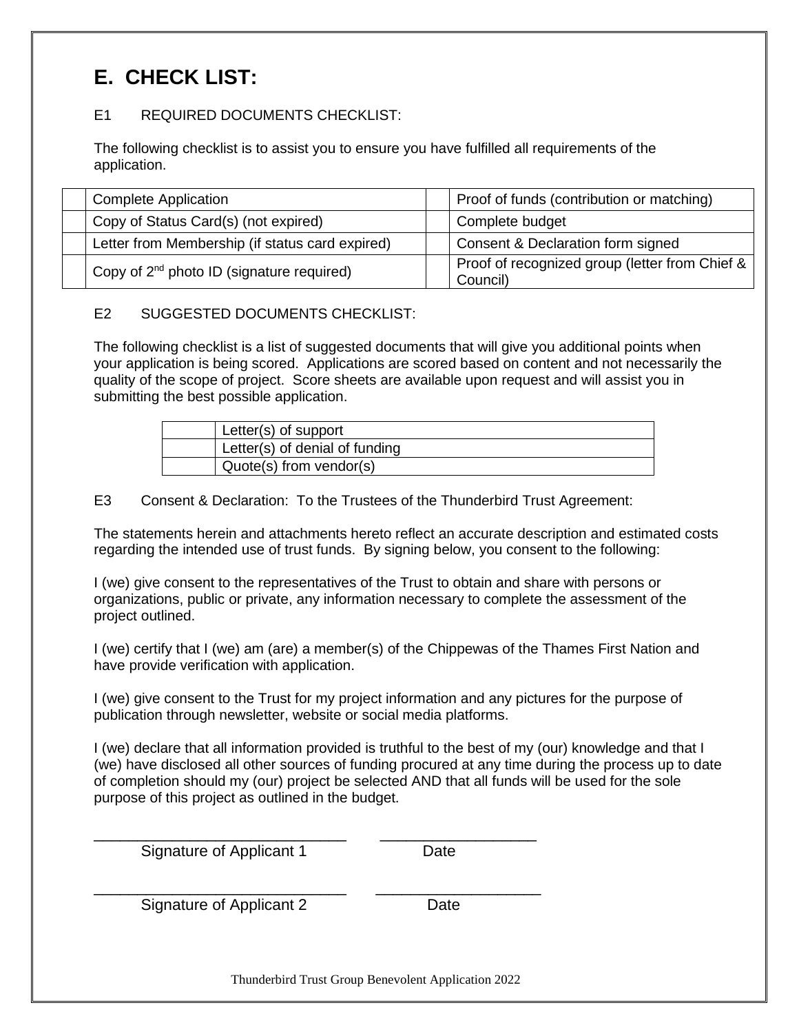# E. CHECK LIST:

E1 REQUIRED DOCUMENTS CHECKLIST:

The following checklist is to assist you to ensure you have fulfilled all requirements of the application.

| | | | |
|---|---|---|---|
| | Complete Application | | Proof of funds (contribution or matching) |
| | Copy of Status Card(s) (not expired) | | Complete budget |
| | Letter from Membership (if status card expired) | | Consent & Declaration form signed |
| | Copy of 2nd photo ID (signature required) | | Proof of recognized group (letter from Chief & Council) |

E2 SUGGESTED DOCUMENTS CHECKLIST:

The following checklist is a list of suggested documents that will give you additional points when your application is being scored. Applications are scored based on content and not necessarily the quality of the scope of project. Score sheets are available upon request and will assist you in submitting the best possible application.

| | |
|---|---|
| | Letter(s) of support |
| | Letter(s) of denial of funding |
| | Quote(s) from vendor(s) |

E3 Consent & Declaration: To the Trustees of the Thunderbird Trust Agreement:

The statements herein and attachments hereto reflect an accurate description and estimated costs regarding the intended use of trust funds. By signing below, you consent to the following:

I (we) give consent to the representatives of the Trust to obtain and share with persons or organizations, public or private, any information necessary to complete the assessment of the project outlined.

I (we) certify that I (we) am (are) a member(s) of the Chippewas of the Thames First Nation and have provide verification with application.

I (we) give consent to the Trust for my project information and any pictures for the purpose of publication through newsletter, website or social media platforms.

I (we) declare that all information provided is truthful to the best of my (our) knowledge and that I (we) have disclosed all other sources of funding procured at any time during the process up to date of completion should my (our) project be selected AND that all funds will be used for the sole purpose of this project as outlined in the budget.

_______________________________ ___________________
Signature of Applicant 1 Date

_______________________________ ____________________
Signature of Applicant 2 Date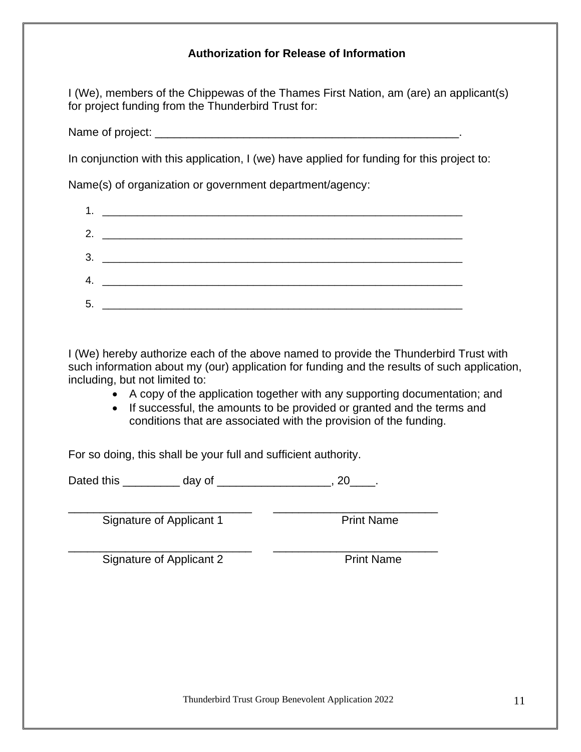### Authorization for Release of Information

I (We), members of the Chippewas of the Thames First Nation, am (are) an applicant(s) for project funding from the Thunderbird Trust for:

Name of project: _________________________________________________.

In conjunction with this application, I (we) have applied for funding for this project to:

Name(s) of organization or government department/agency:

1. _____________________________________________________________
2. _____________________________________________________________
3. _____________________________________________________________
4. _____________________________________________________________
5. _____________________________________________________________

I (We) hereby authorize each of the above named to provide the Thunderbird Trust with such information about my (our) application for funding and the results of such application, including, but not limited to:

- A copy of the application together with any supporting documentation; and
- If successful, the amounts to be provided or granted and the terms and conditions that are associated with the provision of the funding.

For so doing, this shall be your full and sufficient authority.

Dated this _________ day of __________________, 20____.

_____________________________ Signature of Applicant 1 &nbsp;&nbsp;&nbsp; __________________________ Print Name

_____________________________ Signature of Applicant 2 &nbsp;&nbsp;&nbsp; __________________________ Print Name